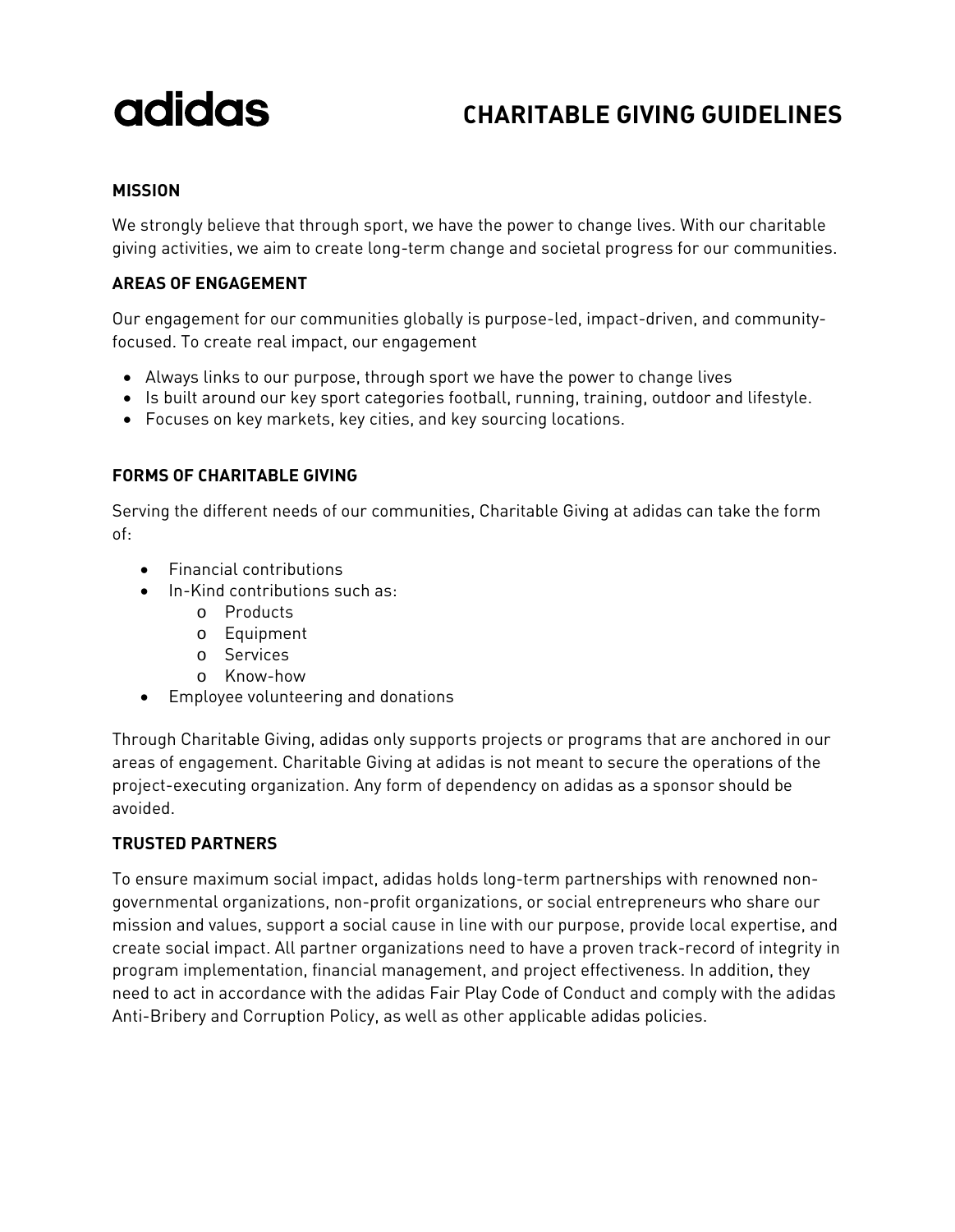adidas

# CHARITABLE GIVING GUIDELINES

## MISSION

We strongly believe that through sport, we have the power to change lives. With our charitable giving activities, we aim to create long-term change and societal progress for our communities.

## AREAS OF ENGAGEMENT

Our engagement for our communities globally is purpose-led, impact-driven, and community-focused. To create real impact, our engagement

- Always links to our purpose, through sport we have the power to change lives
- Is built around our key sport categories football, running, training, outdoor and lifestyle.
- Focuses on key markets, key cities, and key sourcing locations.

## FORMS OF CHARITABLE GIVING

Serving the different needs of our communities, Charitable Giving at adidas can take the form of:

- Financial contributions
- In-Kind contributions such as:
  - Products
  - Equipment
  - Services
  - Know-how
- Employee volunteering and donations

Through Charitable Giving, adidas only supports projects or programs that are anchored in our areas of engagement. Charitable Giving at adidas is not meant to secure the operations of the project-executing organization. Any form of dependency on adidas as a sponsor should be avoided.

## TRUSTED PARTNERS

To ensure maximum social impact, adidas holds long-term partnerships with renowned non-governmental organizations, non-profit organizations, or social entrepreneurs who share our mission and values, support a social cause in line with our purpose, provide local expertise, and create social impact. All partner organizations need to have a proven track-record of integrity in program implementation, financial management, and project effectiveness. In addition, they need to act in accordance with the adidas Fair Play Code of Conduct and comply with the adidas Anti-Bribery and Corruption Policy, as well as other applicable adidas policies.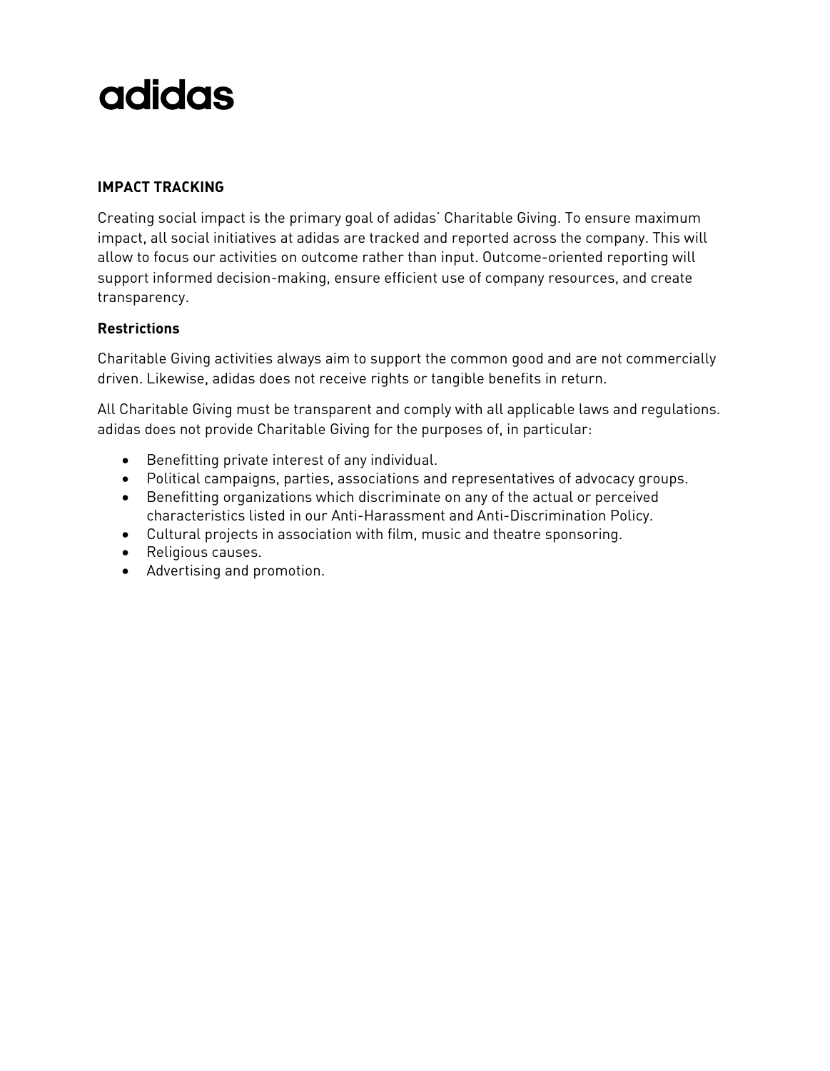adidas

## IMPACT TRACKING

Creating social impact is the primary goal of adidas' Charitable Giving. To ensure maximum impact, all social initiatives at adidas are tracked and reported across the company. This will allow to focus our activities on outcome rather than input. Outcome-oriented reporting will support informed decision-making, ensure efficient use of company resources, and create transparency.

### Restrictions

Charitable Giving activities always aim to support the common good and are not commercially driven. Likewise, adidas does not receive rights or tangible benefits in return.

All Charitable Giving must be transparent and comply with all applicable laws and regulations. adidas does not provide Charitable Giving for the purposes of, in particular:

- Benefitting private interest of any individual.
- Political campaigns, parties, associations and representatives of advocacy groups.
- Benefitting organizations which discriminate on any of the actual or perceived characteristics listed in our Anti-Harassment and Anti-Discrimination Policy.
- Cultural projects in association with film, music and theatre sponsoring.
- Religious causes.
- Advertising and promotion.